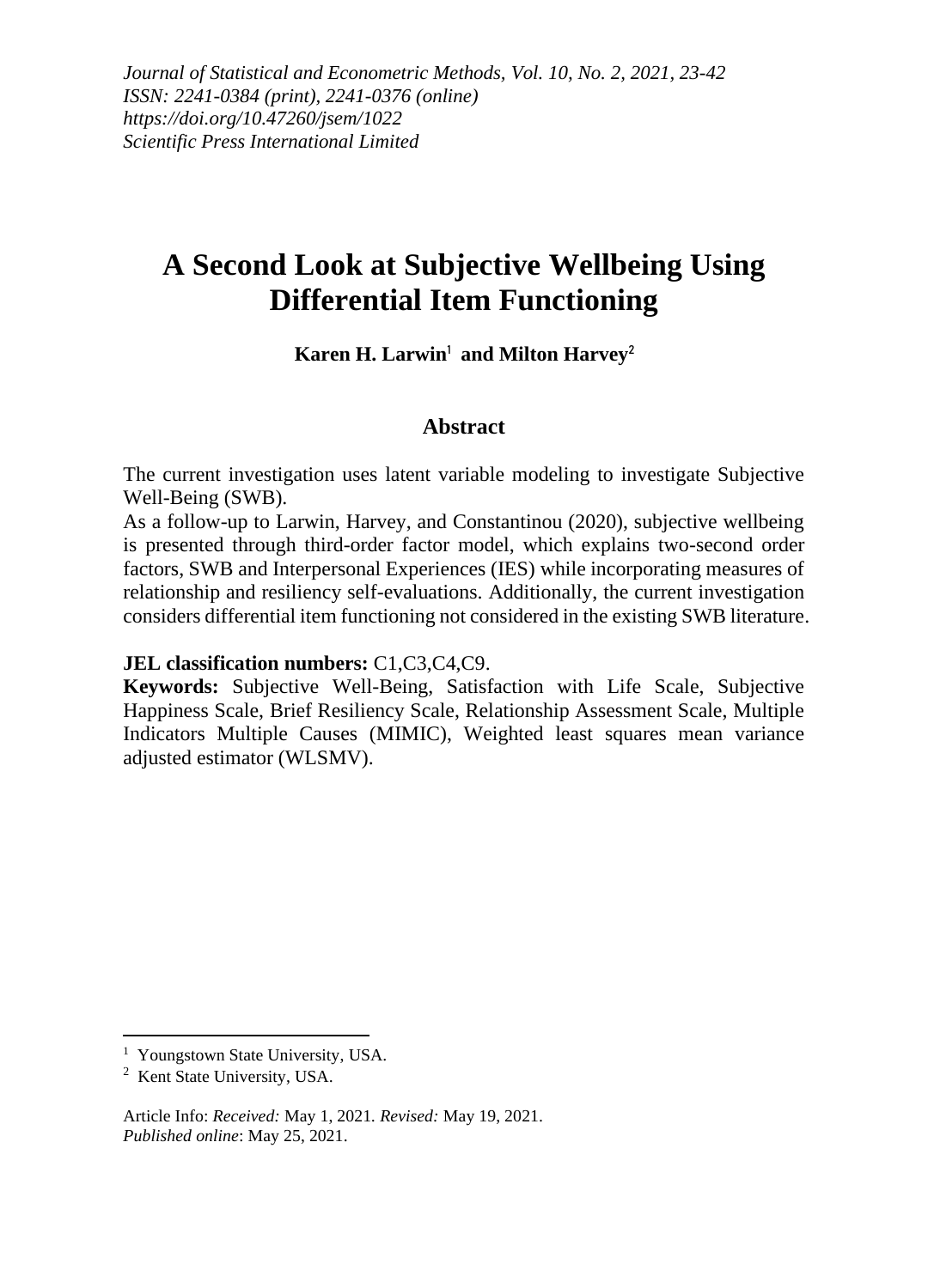# A Second Look at Subjective Wellbeing Using Differential Item Functioning

**Karen H. Larwin**[1] **and Milton Harvey**[2]

## Abstract

The current investigation uses latent variable modeling to investigate Subjective Well-Being (SWB).

As a follow-up to Larwin, Harvey, and Constantinou (2020), subjective wellbeing is presented through third-order factor model, which explains two-second order factors, SWB and Interpersonal Experiences (IES) while incorporating measures of relationship and resiliency self-evaluations. Additionally, the current investigation considers differential item functioning not considered in the existing SWB literature.

**JEL classification numbers:** C1,C3,C4,C9.

**Keywords:** Subjective Well-Being, Satisfaction with Life Scale, Subjective Happiness Scale, Brief Resiliency Scale, Relationship Assessment Scale, Multiple Indicators Multiple Causes (MIMIC), Weighted least squares mean variance adjusted estimator (WLSMV).

---

[1] Youngstown State University, USA.

[2] Kent State University, USA.

Article Info: *Received:* May 1, 2021. *Revised:* May 19, 2021.
*Published online*: May 25, 2021.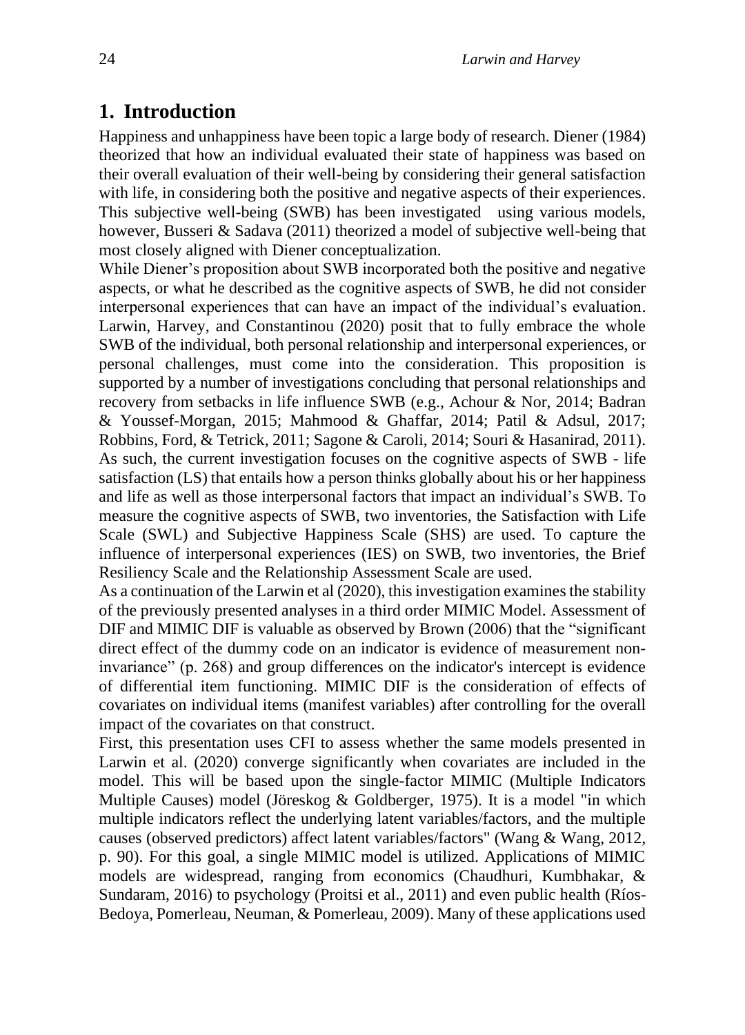## 1. Introduction

Happiness and unhappiness have been topic a large body of research. Diener (1984) theorized that how an individual evaluated their state of happiness was based on their overall evaluation of their well-being by considering their general satisfaction with life, in considering both the positive and negative aspects of their experiences. This subjective well-being (SWB) has been investigated using various models, however, Busseri & Sadava (2011) theorized a model of subjective well-being that most closely aligned with Diener conceptualization.

While Diener's proposition about SWB incorporated both the positive and negative aspects, or what he described as the cognitive aspects of SWB, he did not consider interpersonal experiences that can have an impact of the individual's evaluation. Larwin, Harvey, and Constantinou (2020) posit that to fully embrace the whole SWB of the individual, both personal relationship and interpersonal experiences, or personal challenges, must come into the consideration. This proposition is supported by a number of investigations concluding that personal relationships and recovery from setbacks in life influence SWB (e.g., Achour & Nor, 2014; Badran & Youssef-Morgan, 2015; Mahmood & Ghaffar, 2014; Patil & Adsul, 2017; Robbins, Ford, & Tetrick, 2011; Sagone & Caroli, 2014; Souri & Hasanirad, 2011). As such, the current investigation focuses on the cognitive aspects of SWB - life satisfaction (LS) that entails how a person thinks globally about his or her happiness and life as well as those interpersonal factors that impact an individual's SWB. To measure the cognitive aspects of SWB, two inventories, the Satisfaction with Life Scale (SWL) and Subjective Happiness Scale (SHS) are used. To capture the influence of interpersonal experiences (IES) on SWB, two inventories, the Brief Resiliency Scale and the Relationship Assessment Scale are used.

As a continuation of the Larwin et al (2020), this investigation examines the stability of the previously presented analyses in a third order MIMIC Model. Assessment of DIF and MIMIC DIF is valuable as observed by Brown (2006) that the "significant direct effect of the dummy code on an indicator is evidence of measurement non-invariance" (p. 268) and group differences on the indicator's intercept is evidence of differential item functioning. MIMIC DIF is the consideration of effects of covariates on individual items (manifest variables) after controlling for the overall impact of the covariates on that construct.

First, this presentation uses CFI to assess whether the same models presented in Larwin et al. (2020) converge significantly when covariates are included in the model. This will be based upon the single-factor MIMIC (Multiple Indicators Multiple Causes) model (Jöreskog & Goldberger, 1975). It is a model "in which multiple indicators reflect the underlying latent variables/factors, and the multiple causes (observed predictors) affect latent variables/factors" (Wang & Wang, 2012, p. 90). For this goal, a single MIMIC model is utilized. Applications of MIMIC models are widespread, ranging from economics (Chaudhuri, Kumbhakar, & Sundaram, 2016) to psychology (Proitsi et al., 2011) and even public health (Ríos-Bedoya, Pomerleau, Neuman, & Pomerleau, 2009). Many of these applications used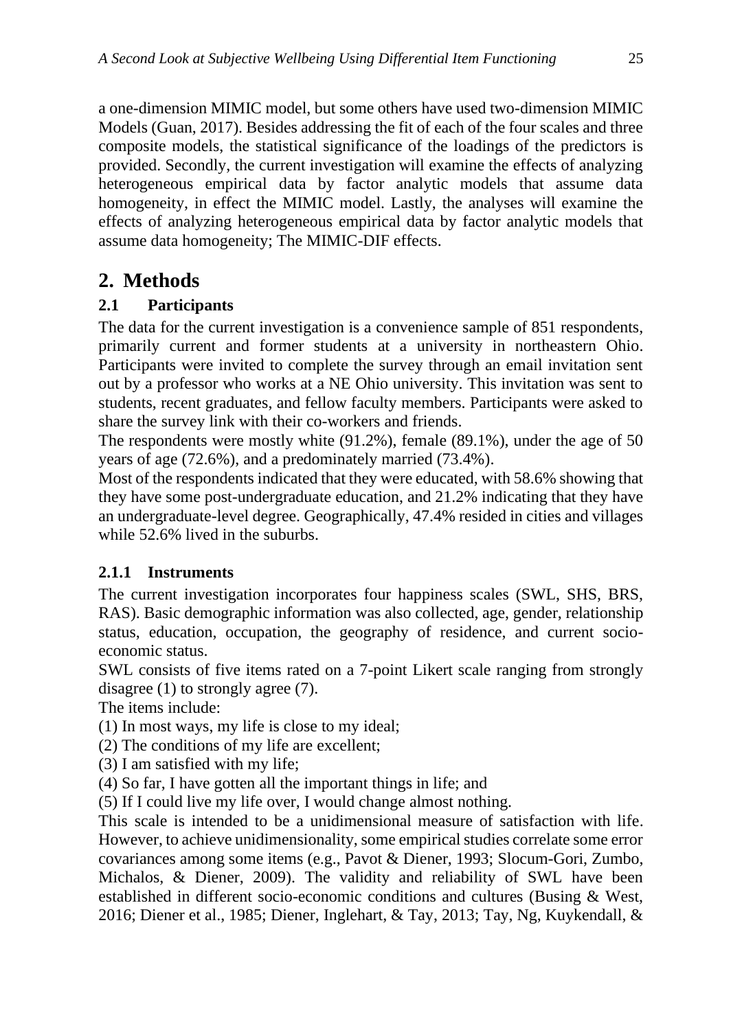a one-dimension MIMIC model, but some others have used two-dimension MIMIC Models (Guan, 2017). Besides addressing the fit of each of the four scales and three composite models, the statistical significance of the loadings of the predictors is provided. Secondly, the current investigation will examine the effects of analyzing heterogeneous empirical data by factor analytic models that assume data homogeneity, in effect the MIMIC model. Lastly, the analyses will examine the effects of analyzing heterogeneous empirical data by factor analytic models that assume data homogeneity; The MIMIC-DIF effects.

# 2. Methods

## 2.1 Participants

The data for the current investigation is a convenience sample of 851 respondents, primarily current and former students at a university in northeastern Ohio. Participants were invited to complete the survey through an email invitation sent out by a professor who works at a NE Ohio university. This invitation was sent to students, recent graduates, and fellow faculty members. Participants were asked to share the survey link with their co-workers and friends.

The respondents were mostly white (91.2%), female (89.1%), under the age of 50 years of age (72.6%), and a predominately married (73.4%).

Most of the respondents indicated that they were educated, with 58.6% showing that they have some post-undergraduate education, and 21.2% indicating that they have an undergraduate-level degree. Geographically, 47.4% resided in cities and villages while 52.6% lived in the suburbs.

### 2.1.1 Instruments

The current investigation incorporates four happiness scales (SWL, SHS, BRS, RAS). Basic demographic information was also collected, age, gender, relationship status, education, occupation, the geography of residence, and current socio-economic status.

SWL consists of five items rated on a 7-point Likert scale ranging from strongly disagree (1) to strongly agree (7).

The items include:

(1) In most ways, my life is close to my ideal;
(2) The conditions of my life are excellent;
(3) I am satisfied with my life;
(4) So far, I have gotten all the important things in life; and
(5) If I could live my life over, I would change almost nothing.

This scale is intended to be a unidimensional measure of satisfaction with life. However, to achieve unidimensionality, some empirical studies correlate some error covariances among some items (e.g., Pavot & Diener, 1993; Slocum-Gori, Zumbo, Michalos, & Diener, 2009). The validity and reliability of SWL have been established in different socio-economic conditions and cultures (Busing & West, 2016; Diener et al., 1985; Diener, Inglehart, & Tay, 2013; Tay, Ng, Kuykendall, &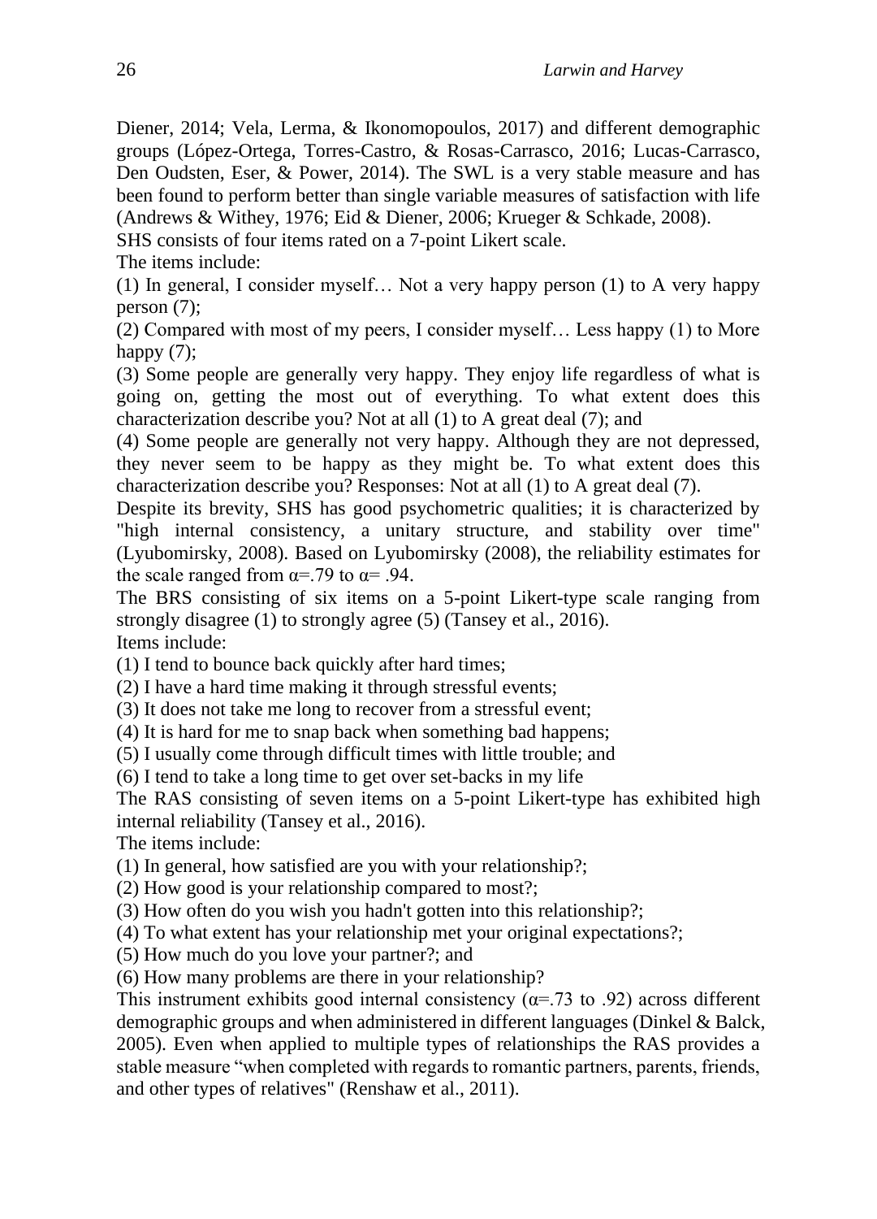Diener, 2014; Vela, Lerma, & Ikonomopoulos, 2017) and different demographic groups (López-Ortega, Torres-Castro, & Rosas-Carrasco, 2016; Lucas-Carrasco, Den Oudsten, Eser, & Power, 2014). The SWL is a very stable measure and has been found to perform better than single variable measures of satisfaction with life (Andrews & Withey, 1976; Eid & Diener, 2006; Krueger & Schkade, 2008).

SHS consists of four items rated on a 7-point Likert scale.

The items include:

(1) In general, I consider myself… Not a very happy person (1) to A very happy person (7);

(2) Compared with most of my peers, I consider myself… Less happy (1) to More happy (7);

(3) Some people are generally very happy. They enjoy life regardless of what is going on, getting the most out of everything. To what extent does this characterization describe you? Not at all (1) to A great deal (7); and

(4) Some people are generally not very happy. Although they are not depressed, they never seem to be happy as they might be. To what extent does this characterization describe you? Responses: Not at all (1) to A great deal (7).

Despite its brevity, SHS has good psychometric qualities; it is characterized by "high internal consistency, a unitary structure, and stability over time" (Lyubomirsky, 2008). Based on Lyubomirsky (2008), the reliability estimates for the scale ranged from $\alpha$=.79 to $\alpha$= .94.

The BRS consisting of six items on a 5-point Likert-type scale ranging from strongly disagree (1) to strongly agree (5) (Tansey et al., 2016).

Items include:

(1) I tend to bounce back quickly after hard times;

(2) I have a hard time making it through stressful events;

(3) It does not take me long to recover from a stressful event;

(4) It is hard for me to snap back when something bad happens;

(5) I usually come through difficult times with little trouble; and

(6) I tend to take a long time to get over set-backs in my life

The RAS consisting of seven items on a 5-point Likert-type has exhibited high internal reliability (Tansey et al., 2016).

The items include:

(1) In general, how satisfied are you with your relationship?;

(2) How good is your relationship compared to most?;

(3) How often do you wish you hadn't gotten into this relationship?;

(4) To what extent has your relationship met your original expectations?;

(5) How much do you love your partner?; and

(6) How many problems are there in your relationship?

This instrument exhibits good internal consistency ($\alpha$=.73 to .92) across different demographic groups and when administered in different languages (Dinkel & Balck, 2005). Even when applied to multiple types of relationships the RAS provides a stable measure "when completed with regards to romantic partners, parents, friends, and other types of relatives" (Renshaw et al., 2011).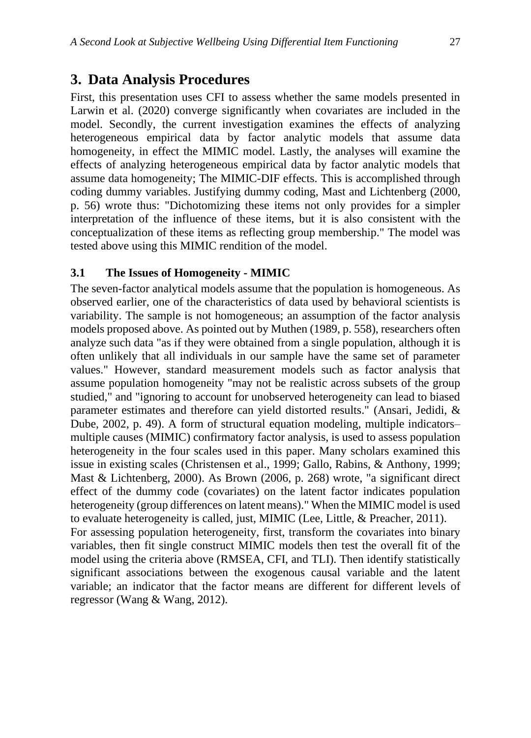## 3. Data Analysis Procedures

First, this presentation uses CFI to assess whether the same models presented in Larwin et al. (2020) converge significantly when covariates are included in the model. Secondly, the current investigation examines the effects of analyzing heterogeneous empirical data by factor analytic models that assume data homogeneity, in effect the MIMIC model. Lastly, the analyses will examine the effects of analyzing heterogeneous empirical data by factor analytic models that assume data homogeneity; The MIMIC-DIF effects. This is accomplished through coding dummy variables. Justifying dummy coding, Mast and Lichtenberg (2000, p. 56) wrote thus: "Dichotomizing these items not only provides for a simpler interpretation of the influence of these items, but it is also consistent with the conceptualization of these items as reflecting group membership." The model was tested above using this MIMIC rendition of the model.

### 3.1 The Issues of Homogeneity - MIMIC

The seven-factor analytical models assume that the population is homogeneous. As observed earlier, one of the characteristics of data used by behavioral scientists is variability. The sample is not homogeneous; an assumption of the factor analysis models proposed above. As pointed out by Muthen (1989, p. 558), researchers often analyze such data "as if they were obtained from a single population, although it is often unlikely that all individuals in our sample have the same set of parameter values." However, standard measurement models such as factor analysis that assume population homogeneity "may not be realistic across subsets of the group studied," and "ignoring to account for unobserved heterogeneity can lead to biased parameter estimates and therefore can yield distorted results." (Ansari, Jedidi, & Dube, 2002, p. 49). A form of structural equation modeling, multiple indicators–multiple causes (MIMIC) confirmatory factor analysis, is used to assess population heterogeneity in the four scales used in this paper. Many scholars examined this issue in existing scales (Christensen et al., 1999; Gallo, Rabins, & Anthony, 1999; Mast & Lichtenberg, 2000). As Brown (2006, p. 268) wrote, "a significant direct effect of the dummy code (covariates) on the latent factor indicates population heterogeneity (group differences on latent means)." When the MIMIC model is used to evaluate heterogeneity is called, just, MIMIC (Lee, Little, & Preacher, 2011).

For assessing population heterogeneity, first, transform the covariates into binary variables, then fit single construct MIMIC models then test the overall fit of the model using the criteria above (RMSEA, CFI, and TLI). Then identify statistically significant associations between the exogenous causal variable and the latent variable; an indicator that the factor means are different for different levels of regressor (Wang & Wang, 2012).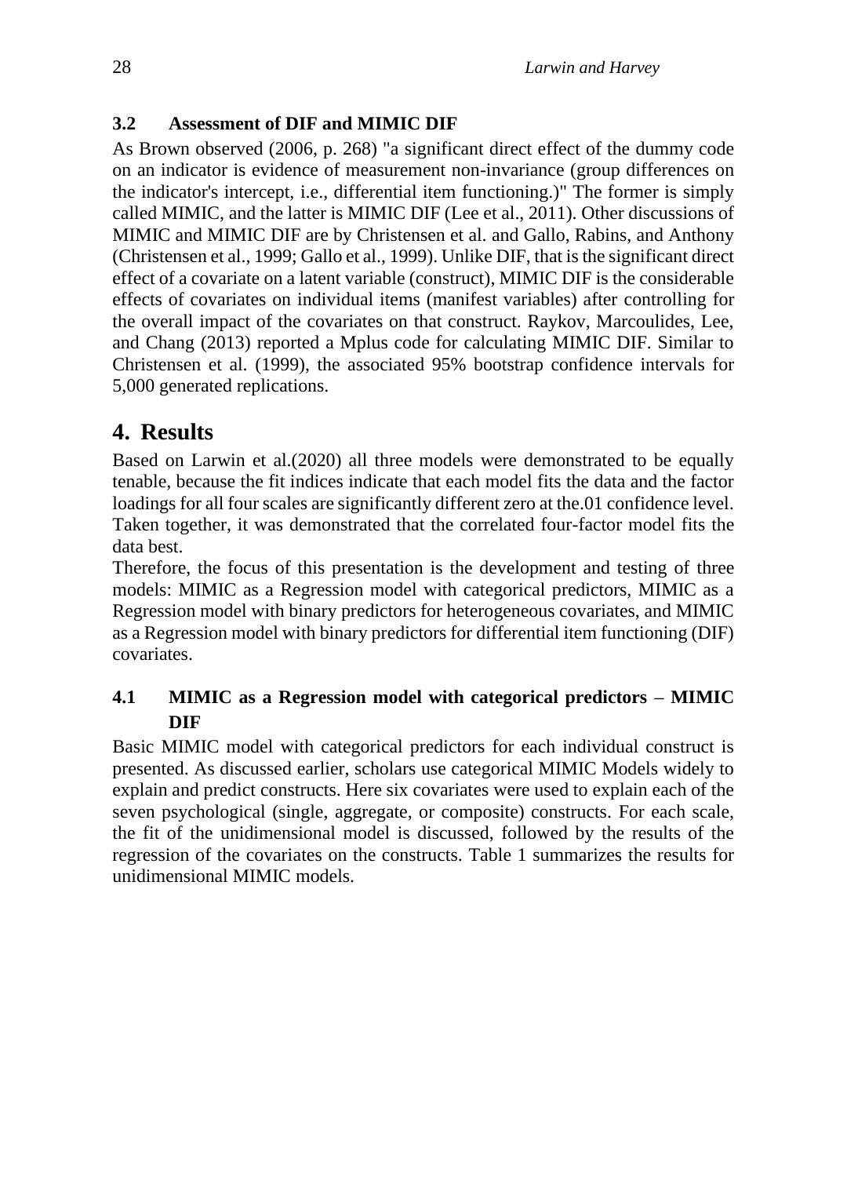### 3.2 Assessment of DIF and MIMIC DIF

As Brown observed (2006, p. 268) "a significant direct effect of the dummy code on an indicator is evidence of measurement non-invariance (group differences on the indicator's intercept, i.e., differential item functioning.)" The former is simply called MIMIC, and the latter is MIMIC DIF (Lee et al., 2011). Other discussions of MIMIC and MIMIC DIF are by Christensen et al. and Gallo, Rabins, and Anthony (Christensen et al., 1999; Gallo et al., 1999). Unlike DIF, that is the significant direct effect of a covariate on a latent variable (construct), MIMIC DIF is the considerable effects of covariates on individual items (manifest variables) after controlling for the overall impact of the covariates on that construct. Raykov, Marcoulides, Lee, and Chang (2013) reported a Mplus code for calculating MIMIC DIF. Similar to Christensen et al. (1999), the associated 95% bootstrap confidence intervals for 5,000 generated replications.

## 4. Results

Based on Larwin et al.(2020) all three models were demonstrated to be equally tenable, because the fit indices indicate that each model fits the data and the factor loadings for all four scales are significantly different zero at the.01 confidence level. Taken together, it was demonstrated that the correlated four-factor model fits the data best.

Therefore, the focus of this presentation is the development and testing of three models: MIMIC as a Regression model with categorical predictors, MIMIC as a Regression model with binary predictors for heterogeneous covariates, and MIMIC as a Regression model with binary predictors for differential item functioning (DIF) covariates.

### 4.1 MIMIC as a Regression model with categorical predictors – MIMIC DIF

Basic MIMIC model with categorical predictors for each individual construct is presented. As discussed earlier, scholars use categorical MIMIC Models widely to explain and predict constructs. Here six covariates were used to explain each of the seven psychological (single, aggregate, or composite) constructs. For each scale, the fit of the unidimensional model is discussed, followed by the results of the regression of the covariates on the constructs. Table 1 summarizes the results for unidimensional MIMIC models.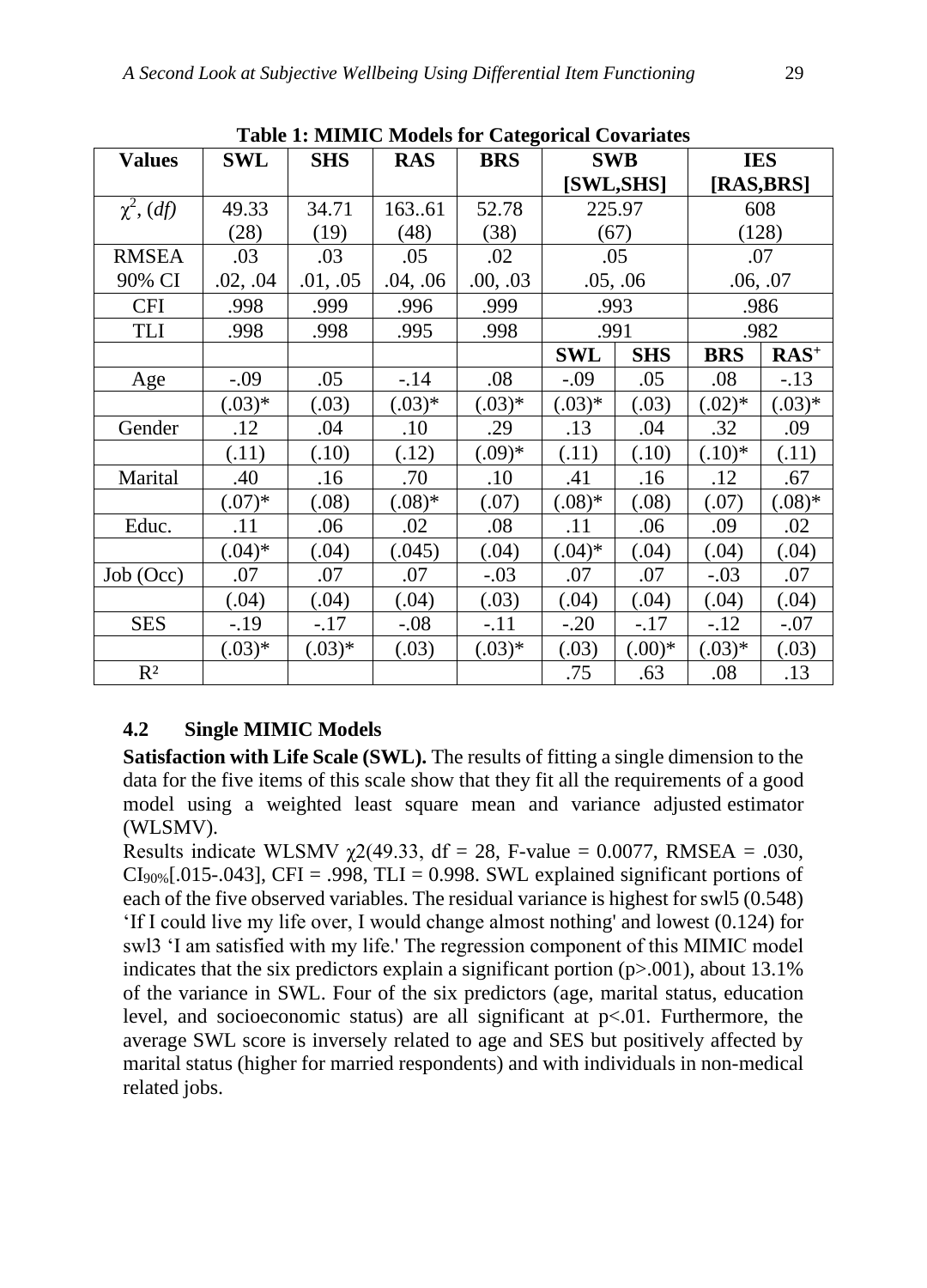**Table 1: MIMIC Models for Categorical Covariates**

| Values | SWL | SHS | RAS | BRS | SWB [SWL,SHS] | | IES [RAS,BRS] | |
|---|---|---|---|---|---|---|---|---|
| $\chi^2$, (*df*) | 49.33 (28) | 34.71 (19) | 163..61 (48) | 52.78 (38) | 225.97 (67) | | 608 (128) | |
| RMSEA 90% CI | .03 .02, .04 | .03 .01, .05 | .05 .04, .06 | .02 .00, .03 | .05 .05, .06 | | .07 .06, .07 | |
| CFI | .998 | .999 | .996 | .999 | .993 | | .986 | |
| TLI | .998 | .998 | .995 | .998 | .991 | | .982 | |
| | | | | | **SWL** | **SHS** | **BRS** | **RAS⁺** |
| Age | -.09 (.03)* | .05 (.03) | -.14 (.03)* | .08 (.03)* | -.09 (.03)* | .05 (.03) | .08 (.02)* | -.13 (.03)* |
| Gender | .12 (.11) | .04 (.10) | .10 (.12) | .29 (.09)* | .13 (.11) | .04 (.10) | .32 (.10)* | .09 (.11) |
| Marital | .40 (.07)* | .16 (.08) | .70 (.08)* | .10 (.07) | .41 (.08)* | .16 (.08) | .12 (.07) | .67 (.08)* |
| Educ. | .11 (.04)* | .06 (.04) | .02 (.045) | .08 (.04) | .11 (.04)* | .06 (.04) | .09 (.04) | .02 (.04) |
| Job (Occ) | .07 (.04) | .07 (.04) | .07 (.04) | -.03 (.03) | .07 (.04) | .07 (.04) | -.03 (.04) | .07 (.04) |
| SES | -.19 (.03)* | -.17 (.03)* | -.08 (.03) | -.11 (.03)* | -.20 (.03) | -.17 (.00)* | -.12 (.03)* | -.07 (.03) |
| $R^2$ | | | | | .75 | .63 | .08 | .13 |

### 4.2 Single MIMIC Models

**Satisfaction with Life Scale (SWL).** The results of fitting a single dimension to the data for the five items of this scale show that they fit all the requirements of a good model using a weighted least square mean and variance adjusted estimator (WLSMV).

Results indicate WLSMV $\chi2$(49.33, df = 28, F-value = 0.0077, RMSEA = .030, $CI_{90\%}$[.015-.043], CFI = .998, TLI = 0.998. SWL explained significant portions of each of the five observed variables. The residual variance is highest for swl5 (0.548) 'If I could live my life over, I would change almost nothing' and lowest (0.124) for swl3 'I am satisfied with my life.' The regression component of this MIMIC model indicates that the six predictors explain a significant portion (p>.001), about 13.1% of the variance in SWL. Four of the six predictors (age, marital status, education level, and socioeconomic status) are all significant at p<.01. Furthermore, the average SWL score is inversely related to age and SES but positively affected by marital status (higher for married respondents) and with individuals in non-medical related jobs.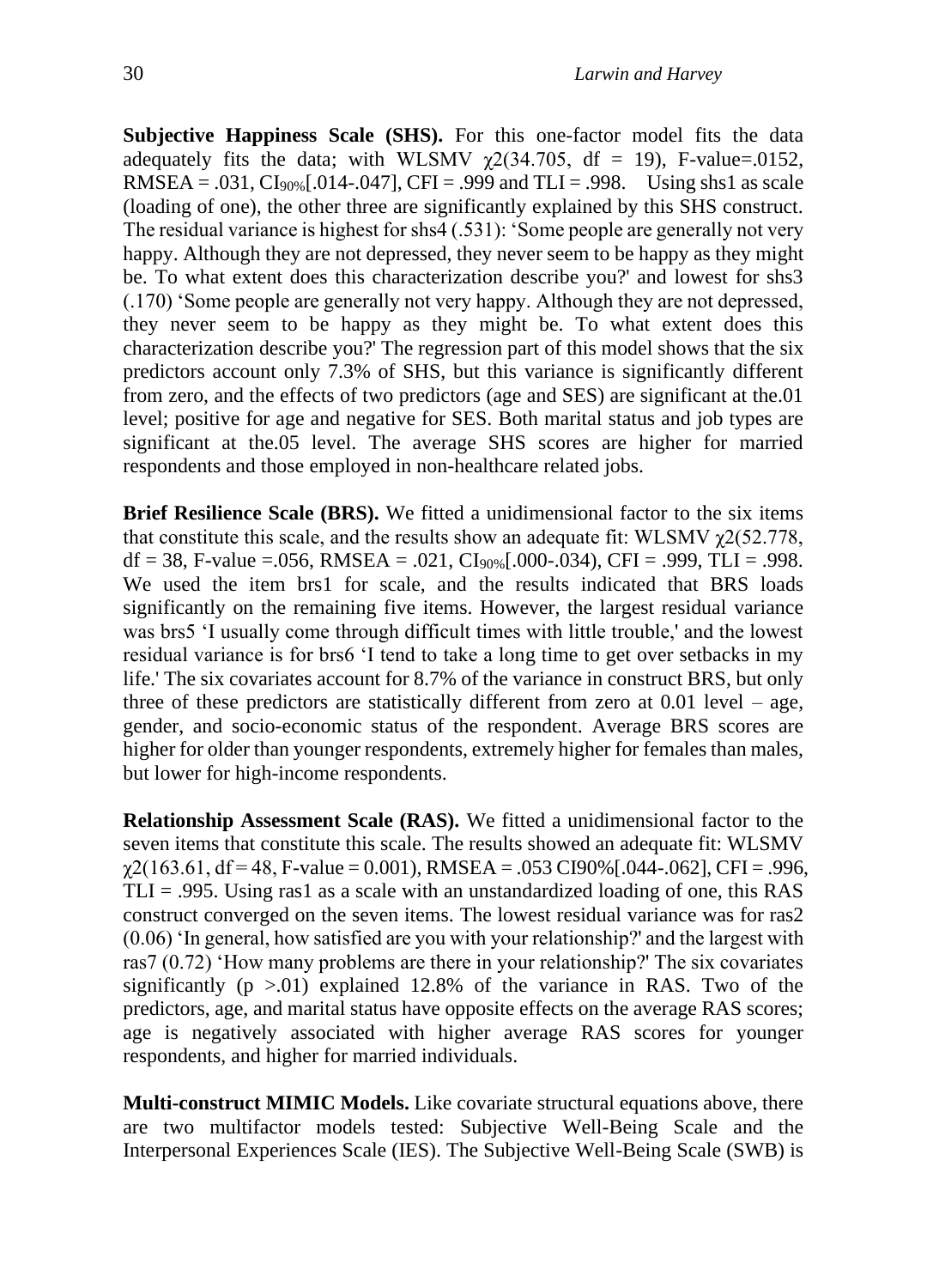**Subjective Happiness Scale (SHS).** For this one-factor model fits the data adequately fits the data; with WLSMV $\chi 2(34.705$, df = 19), F-value=.0152, RMSEA = .031, $CI_{90\%}$[.014-.047], CFI = .999 and TLI = .998. Using shs1 as scale (loading of one), the other three are significantly explained by this SHS construct. The residual variance is highest for shs4 (.531): 'Some people are generally not very happy. Although they are not depressed, they never seem to be happy as they might be. To what extent does this characterization describe you?' and lowest for shs3 (.170) 'Some people are generally not very happy. Although they are not depressed, they never seem to be happy as they might be. To what extent does this characterization describe you?' The regression part of this model shows that the six predictors account only 7.3% of SHS, but this variance is significantly different from zero, and the effects of two predictors (age and SES) are significant at the.01 level; positive for age and negative for SES. Both marital status and job types are significant at the.05 level. The average SHS scores are higher for married respondents and those employed in non-healthcare related jobs.

**Brief Resilience Scale (BRS).** We fitted a unidimensional factor to the six items that constitute this scale, and the results show an adequate fit: WLSMV $\chi 2(52.778$, df = 38, F-value =.056, RMSEA = .021, $CI_{90\%}$[.000-.034), CFI = .999, TLI = .998. We used the item brs1 for scale, and the results indicated that BRS loads significantly on the remaining five items. However, the largest residual variance was brs5 'I usually come through difficult times with little trouble,' and the lowest residual variance is for brs6 'I tend to take a long time to get over setbacks in my life.' The six covariates account for 8.7% of the variance in construct BRS, but only three of these predictors are statistically different from zero at 0.01 level – age, gender, and socio-economic status of the respondent. Average BRS scores are higher for older than younger respondents, extremely higher for females than males, but lower for high-income respondents.

**Relationship Assessment Scale (RAS).** We fitted a unidimensional factor to the seven items that constitute this scale. The results showed an adequate fit: WLSMV $\chi 2(163.61$, df = 48, F-value = 0.001), RMSEA = .053 CI90%[.044-.062], CFI = .996, TLI = .995. Using ras1 as a scale with an unstandardized loading of one, this RAS construct converged on the seven items. The lowest residual variance was for ras2 (0.06) 'In general, how satisfied are you with your relationship?' and the largest with ras7 (0.72) 'How many problems are there in your relationship?' The six covariates significantly ($p > .01$) explained 12.8% of the variance in RAS. Two of the predictors, age, and marital status have opposite effects on the average RAS scores; age is negatively associated with higher average RAS scores for younger respondents, and higher for married individuals.

**Multi-construct MIMIC Models.** Like covariate structural equations above, there are two multifactor models tested: Subjective Well-Being Scale and the Interpersonal Experiences Scale (IES). The Subjective Well-Being Scale (SWB) is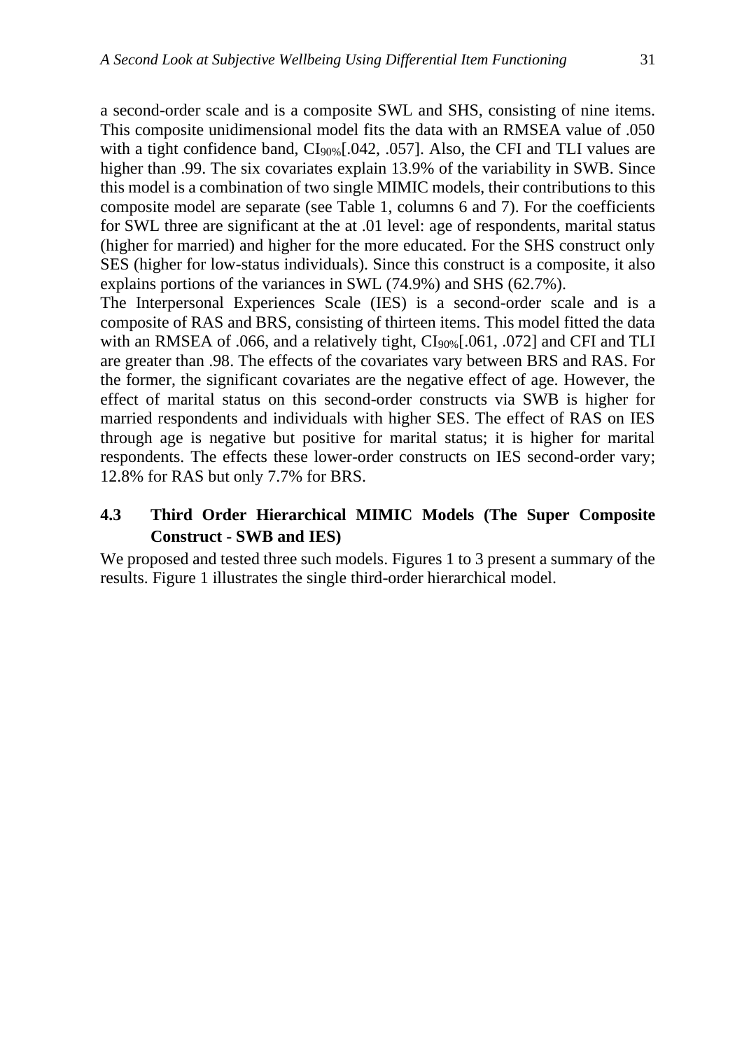a second-order scale and is a composite SWL and SHS, consisting of nine items. This composite unidimensional model fits the data with an RMSEA value of .050 with a tight confidence band, $CI_{90\%}$[.042, .057]. Also, the CFI and TLI values are higher than .99. The six covariates explain 13.9% of the variability in SWB. Since this model is a combination of two single MIMIC models, their contributions to this composite model are separate (see Table 1, columns 6 and 7). For the coefficients for SWL three are significant at the at .01 level: age of respondents, marital status (higher for married) and higher for the more educated. For the SHS construct only SES (higher for low-status individuals). Since this construct is a composite, it also explains portions of the variances in SWL (74.9%) and SHS (62.7%).

The Interpersonal Experiences Scale (IES) is a second-order scale and is a composite of RAS and BRS, consisting of thirteen items. This model fitted the data with an RMSEA of .066, and a relatively tight, $CI_{90\%}$[.061, .072] and CFI and TLI are greater than .98. The effects of the covariates vary between BRS and RAS. For the former, the significant covariates are the negative effect of age. However, the effect of marital status on this second-order constructs via SWB is higher for married respondents and individuals with higher SES. The effect of RAS on IES through age is negative but positive for marital status; it is higher for marital respondents. The effects these lower-order constructs on IES second-order vary; 12.8% for RAS but only 7.7% for BRS.

### 4.3 Third Order Hierarchical MIMIC Models (The Super Composite Construct - SWB and IES)

We proposed and tested three such models. Figures 1 to 3 present a summary of the results. Figure 1 illustrates the single third-order hierarchical model.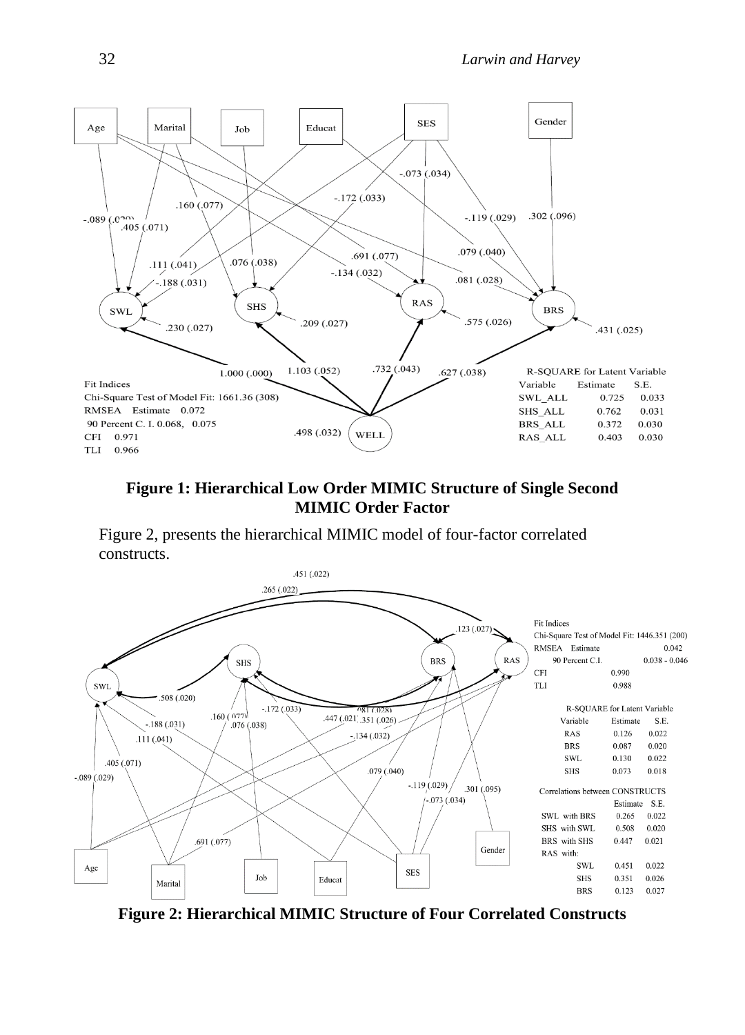**Figure 1: Hierarchical Low Order MIMIC Structure of Single Second MIMIC Order Factor**

Figure 2, presents the hierarchical MIMIC model of four-factor correlated constructs.

**Figure 2: Hierarchical MIMIC Structure of Four Correlated Constructs**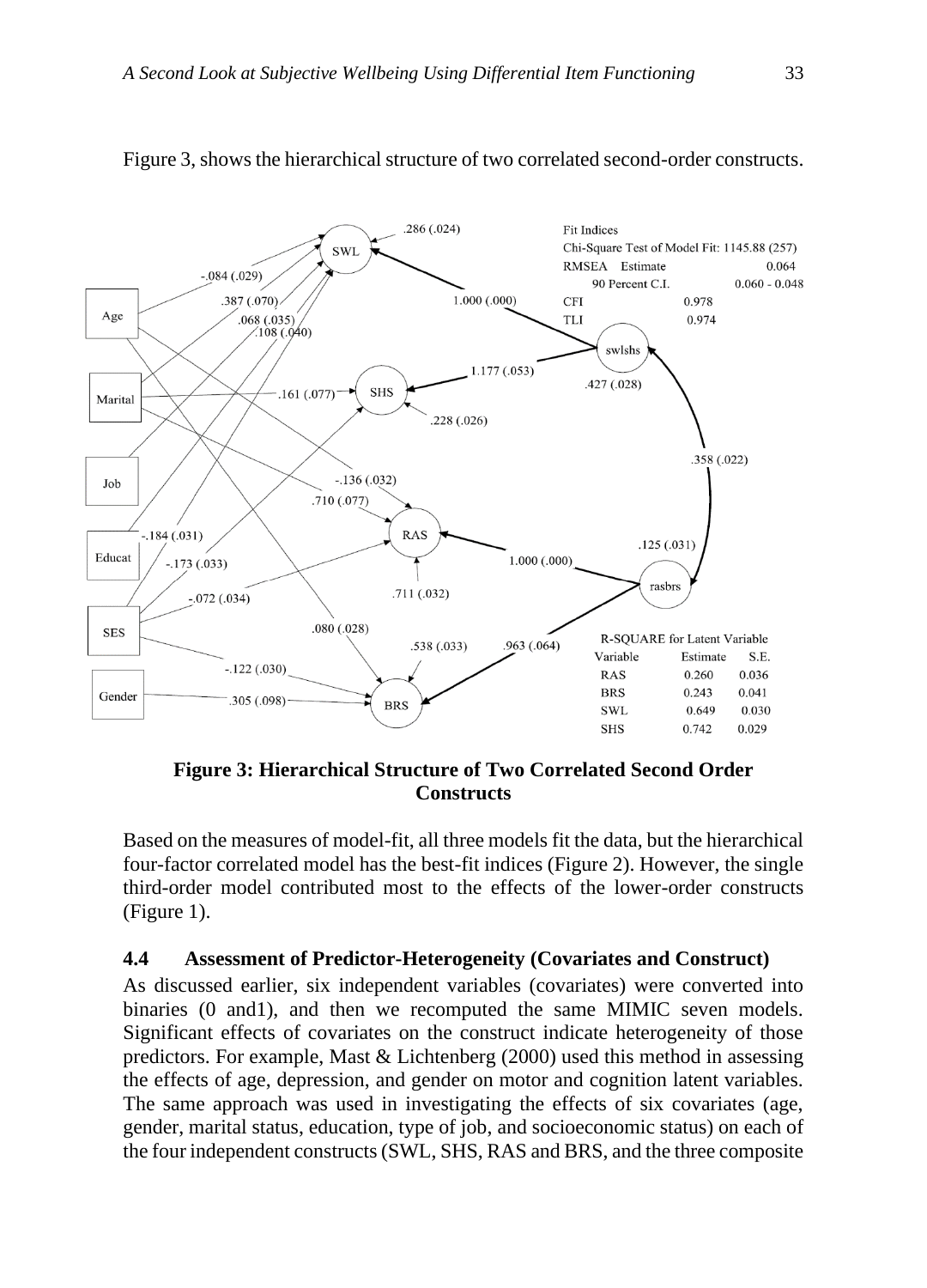Figure 3, shows the hierarchical structure of two correlated second-order constructs.

**Figure 3: Hierarchical Structure of Two Correlated Second Order Constructs**

Based on the measures of model-fit, all three models fit the data, but the hierarchical four-factor correlated model has the best-fit indices (Figure 2). However, the single third-order model contributed most to the effects of the lower-order constructs (Figure 1).

### 4.4 Assessment of Predictor-Heterogeneity (Covariates and Construct)

As discussed earlier, six independent variables (covariates) were converted into binaries (0 and1), and then we recomputed the same MIMIC seven models. Significant effects of covariates on the construct indicate heterogeneity of those predictors. For example, Mast & Lichtenberg (2000) used this method in assessing the effects of age, depression, and gender on motor and cognition latent variables. The same approach was used in investigating the effects of six covariates (age, gender, marital status, education, type of job, and socioeconomic status) on each of the four independent constructs (SWL, SHS, RAS and BRS, and the three composite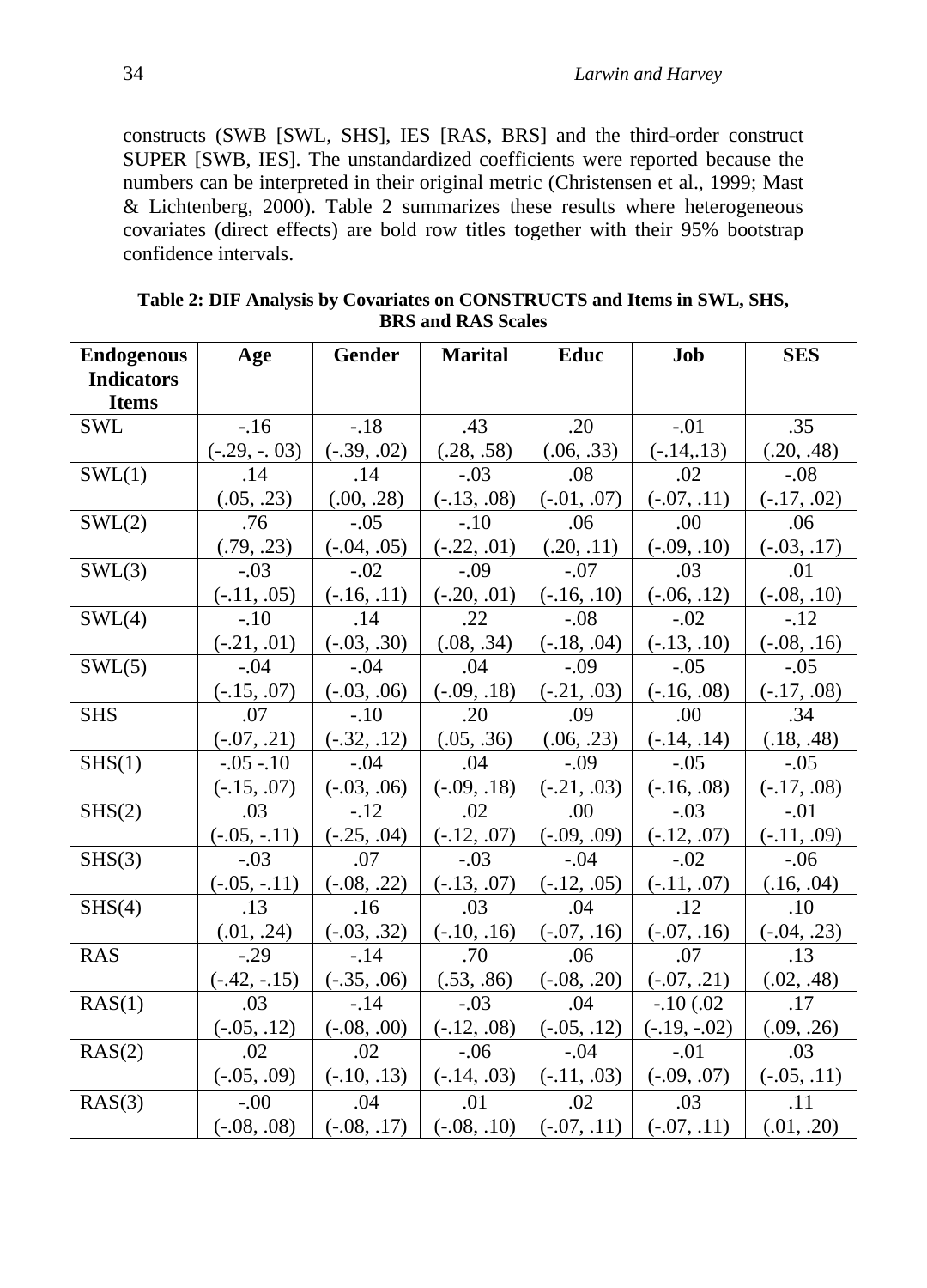constructs (SWB [SWL, SHS], IES [RAS, BRS] and the third-order construct SUPER [SWB, IES]. The unstandardized coefficients were reported because the numbers can be interpreted in their original metric (Christensen et al., 1999; Mast & Lichtenberg, 2000). Table 2 summarizes these results where heterogeneous covariates (direct effects) are bold row titles together with their 95% bootstrap confidence intervals.

**Table 2: DIF Analysis by Covariates on CONSTRUCTS and Items in SWL, SHS, BRS and RAS Scales**

| Endogenous Indicators Items | Age | Gender | Marital | Educ | Job | SES |
|---|---|---|---|---|---|---|
| SWL | -.16<br>(-.29, -. 03) | -.18<br>(-.39, .02) | .43<br>(.28, .58) | .20<br>(.06, .33) | -.01<br>(-.14,.13) | .35<br>(.20, .48) |
| SWL(1) | .14<br>(.05, .23) | .14<br>(.00, .28) | -.03<br>(-.13, .08) | .08<br>(-.01, .07) | .02<br>(-.07, .11) | -.08<br>(-.17, .02) |
| SWL(2) | .76<br>(.79, .23) | -.05<br>(-.04, .05) | -.10<br>(-.22, .01) | .06<br>(.20, .11) | .00<br>(-.09, .10) | .06<br>(-.03, .17) |
| SWL(3) | -.03<br>(-.11, .05) | -.02<br>(-.16, .11) | -.09<br>(-.20, .01) | -.07<br>(-.16, .10) | .03<br>(-.06, .12) | .01<br>(-.08, .10) |
| SWL(4) | -.10<br>(-.21, .01) | .14<br>(-.03, .30) | .22<br>(.08, .34) | -.08<br>(-.18, .04) | -.02<br>(-.13, .10) | -.12<br>(-.08, .16) |
| SWL(5) | -.04<br>(-.15, .07) | -.04<br>(-.03, .06) | .04<br>(-.09, .18) | -.09<br>(-.21, .03) | -.05<br>(-.16, .08) | -.05<br>(-.17, .08) |
| SHS | .07<br>(-.07, .21) | -.10<br>(-.32, .12) | .20<br>(.05, .36) | .09<br>(.06, .23) | .00<br>(-.14, .14) | .34<br>(.18, .48) |
| SHS(1) | -.05 -.10<br>(-.15, .07) | -.04<br>(-.03, .06) | .04<br>(-.09, .18) | -.09<br>(-.21, .03) | -.05<br>(-.16, .08) | -.05<br>(-.17, .08) |
| SHS(2) | .03<br>(-.05, -.11) | -.12<br>(-.25, .04) | .02<br>(-.12, .07) | .00<br>(-.09, .09) | -.03<br>(-.12, .07) | -.01<br>(-.11, .09) |
| SHS(3) | -.03<br>(-.05, -.11) | .07<br>(-.08, .22) | -.03<br>(-.13, .07) | -.04<br>(-.12, .05) | -.02<br>(-.11, .07) | -.06<br>(.16, .04) |
| SHS(4) | .13<br>(.01, .24) | .16<br>(-.03, .32) | .03<br>(-.10, .16) | .04<br>(-.07, .16) | .12<br>(-.07, .16) | .10<br>(-.04, .23) |
| RAS | -.29<br>(-.42, -.15) | -.14<br>(-.35, .06) | .70<br>(.53, .86) | .06<br>(-.08, .20) | .07<br>(-.07, .21) | .13<br>(.02, .48) |
| RAS(1) | .03<br>(-.05, .12) | -.14<br>(-.08, .00) | -.03<br>(-.12, .08) | .04<br>(-.05, .12) | -.10 (.02<br>(-.19, -.02) | .17<br>(.09, .26) |
| RAS(2) | .02<br>(-.05, .09) | .02<br>(-.10, .13) | -.06<br>(-.14, .03) | -.04<br>(-.11, .03) | -.01<br>(-.09, .07) | .03<br>(-.05, .11) |
| RAS(3) | -.00<br>(-.08, .08) | .04<br>(-.08, .17) | .01<br>(-.08, .10) | .02<br>(-.07, .11) | .03<br>(-.07, .11) | .11<br>(.01, .20) |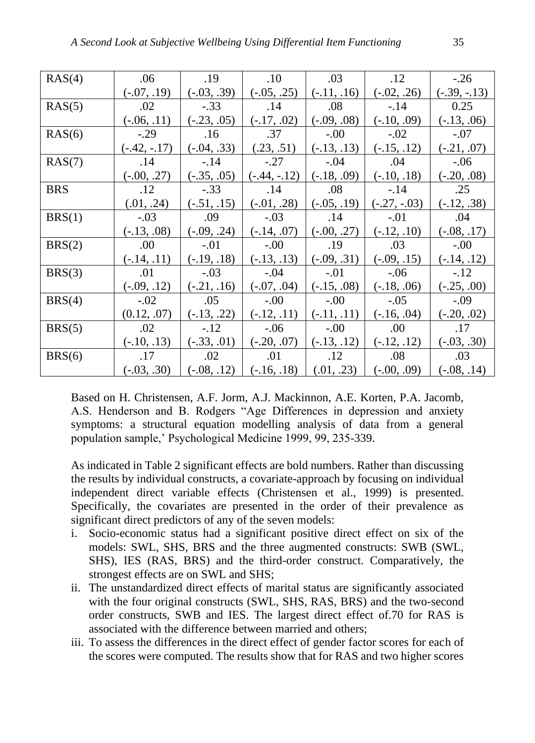| RAS(4) | .06 | .19 | .10 | .03 | .12 | -.26 |
|---|---|---|---|---|---|---|
| | (-.07, .19) | (-.03, .39) | (-.05, .25) | (-.11, .16) | (-.02, .26) | (-.39, -.13) |
| RAS(5) | .02 | -.33 | .14 | .08 | -.14 | 0.25 |
| | (-.06, .11) | (-.23, .05) | (-.17, .02) | (-.09, .08) | (-.10, .09) | (-.13, .06) |
| RAS(6) | -.29 | .16 | .37 | -.00 | -.02 | -.07 |
| | (-.42, -.17) | (-.04, .33) | (.23, .51) | (-.13, .13) | (-.15, .12) | (-.21, .07) |
| RAS(7) | .14 | -.14 | -.27 | -.04 | .04 | -.06 |
| | (-.00, .27) | (-.35, .05) | (-.44, -.12) | (-.18, .09) | (-.10, .18) | (-.20, .08) |
| BRS | .12 | -.33 | .14 | .08 | -.14 | .25 |
| | (.01, .24) | (-.51, .15) | (-.01, .28) | (-.05, .19) | (-.27, -.03) | (-.12, .38) |
| BRS(1) | -.03 | .09 | -.03 | .14 | -.01 | .04 |
| | (-.13, .08) | (-.09, .24) | (-.14, .07) | (-.00, .27) | (-.12, .10) | (-.08, .17) |
| BRS(2) | .00 | -.01 | -.00 | .19 | .03 | -.00 |
| | (-.14, .11) | (-.19, .18) | (-.13, .13) | (-.09, .31) | (-.09, .15) | (-.14, .12) |
| BRS(3) | .01 | -.03 | -.04 | -.01 | -.06 | -.12 |
| | (-.09, .12) | (-.21, .16) | (-.07, .04) | (-.15, .08) | (-.18, .06) | (-.25, .00) |
| BRS(4) | -.02 | .05 | -.00 | -.00 | -.05 | -.09 |
| | (0.12, .07) | (-.13, .22) | (-.12, .11) | (-.11, .11) | (-.16, .04) | (-.20, .02) |
| BRS(5) | .02 | -.12 | -.06 | -.00 | .00 | .17 |
| | (-.10, .13) | (-.33, .01) | (-.20, .07) | (-.13, .12) | (-.12, .12) | (-.03, .30) |
| BRS(6) | .17 | .02 | .01 | .12 | .08 | .03 |
| | (-.03, .30) | (-.08, .12) | (-.16, .18) | (.01, .23) | (-.00, .09) | (-.08, .14) |

Based on H. Christensen, A.F. Jorm, A.J. Mackinnon, A.E. Korten, P.A. Jacomb, A.S. Henderson and B. Rodgers "Age Differences in depression and anxiety symptoms: a structural equation modelling analysis of data from a general population sample,' Psychological Medicine 1999, 99, 235-339.

As indicated in Table 2 significant effects are bold numbers. Rather than discussing the results by individual constructs, a covariate-approach by focusing on individual independent direct variable effects (Christensen et al., 1999) is presented. Specifically, the covariates are presented in the order of their prevalence as significant direct predictors of any of the seven models:

i. Socio-economic status had a significant positive direct effect on six of the models: SWL, SHS, BRS and the three augmented constructs: SWB (SWL, SHS), IES (RAS, BRS) and the third-order construct. Comparatively, the strongest effects are on SWL and SHS;
ii. The unstandardized direct effects of marital status are significantly associated with the four original constructs (SWL, SHS, RAS, BRS) and the two-second order constructs, SWB and IES. The largest direct effect of.70 for RAS is associated with the difference between married and others;
iii. To assess the differences in the direct effect of gender factor scores for each of the scores were computed. The results show that for RAS and two higher scores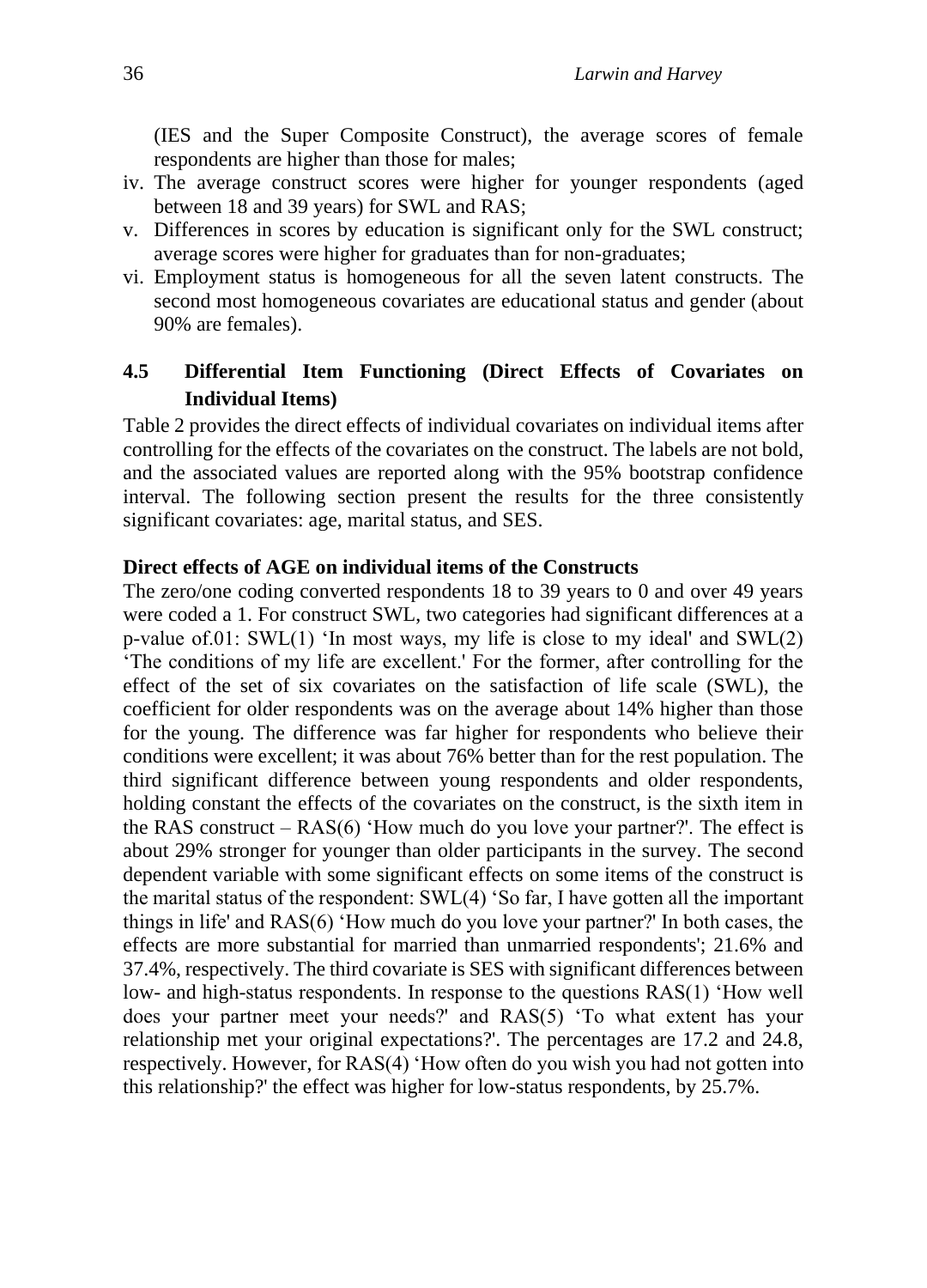(IES and the Super Composite Construct), the average scores of female respondents are higher than those for males;

iv. The average construct scores were higher for younger respondents (aged between 18 and 39 years) for SWL and RAS;

v. Differences in scores by education is significant only for the SWL construct; average scores were higher for graduates than for non-graduates;

vi. Employment status is homogeneous for all the seven latent constructs. The second most homogeneous covariates are educational status and gender (about 90% are females).

## 4.5 Differential Item Functioning (Direct Effects of Covariates on Individual Items)

Table 2 provides the direct effects of individual covariates on individual items after controlling for the effects of the covariates on the construct. The labels are not bold, and the associated values are reported along with the 95% bootstrap confidence interval. The following section present the results for the three consistently significant covariates: age, marital status, and SES.

**Direct effects of AGE on individual items of the Constructs**

The zero/one coding converted respondents 18 to 39 years to 0 and over 49 years were coded a 1. For construct SWL, two categories had significant differences at a p-value of.01: SWL(1) 'In most ways, my life is close to my ideal' and SWL(2) 'The conditions of my life are excellent.' For the former, after controlling for the effect of the set of six covariates on the satisfaction of life scale (SWL), the coefficient for older respondents was on the average about 14% higher than those for the young. The difference was far higher for respondents who believe their conditions were excellent; it was about 76% better than for the rest population. The third significant difference between young respondents and older respondents, holding constant the effects of the covariates on the construct, is the sixth item in the RAS construct – RAS(6) 'How much do you love your partner?'. The effect is about 29% stronger for younger than older participants in the survey. The second dependent variable with some significant effects on some items of the construct is the marital status of the respondent: SWL(4) 'So far, I have gotten all the important things in life' and RAS(6) 'How much do you love your partner?' In both cases, the effects are more substantial for married than unmarried respondents'; 21.6% and 37.4%, respectively. The third covariate is SES with significant differences between low- and high-status respondents. In response to the questions RAS(1) 'How well does your partner meet your needs?' and RAS(5) 'To what extent has your relationship met your original expectations?'. The percentages are 17.2 and 24.8, respectively. However, for RAS(4) 'How often do you wish you had not gotten into this relationship?' the effect was higher for low-status respondents, by 25.7%.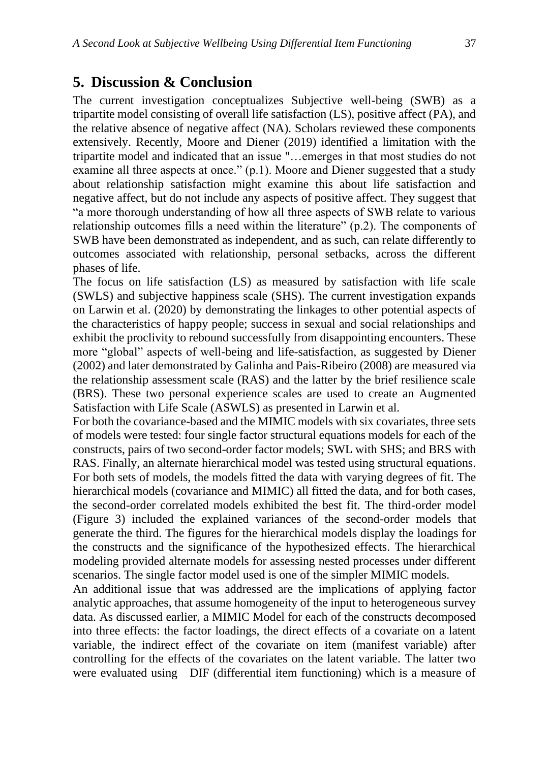## 5. Discussion & Conclusion

The current investigation conceptualizes Subjective well-being (SWB) as a tripartite model consisting of overall life satisfaction (LS), positive affect (PA), and the relative absence of negative affect (NA). Scholars reviewed these components extensively. Recently, Moore and Diener (2019) identified a limitation with the tripartite model and indicated that an issue "…emerges in that most studies do not examine all three aspects at once." (p.1). Moore and Diener suggested that a study about relationship satisfaction might examine this about life satisfaction and negative affect, but do not include any aspects of positive affect. They suggest that "a more thorough understanding of how all three aspects of SWB relate to various relationship outcomes fills a need within the literature" (p.2). The components of SWB have been demonstrated as independent, and as such, can relate differently to outcomes associated with relationship, personal setbacks, across the different phases of life.

The focus on life satisfaction (LS) as measured by satisfaction with life scale (SWLS) and subjective happiness scale (SHS). The current investigation expands on Larwin et al. (2020) by demonstrating the linkages to other potential aspects of the characteristics of happy people; success in sexual and social relationships and exhibit the proclivity to rebound successfully from disappointing encounters. These more "global" aspects of well-being and life-satisfaction, as suggested by Diener (2002) and later demonstrated by Galinha and Pais-Ribeiro (2008) are measured via the relationship assessment scale (RAS) and the latter by the brief resilience scale (BRS). These two personal experience scales are used to create an Augmented Satisfaction with Life Scale (ASWLS) as presented in Larwin et al.

For both the covariance-based and the MIMIC models with six covariates, three sets of models were tested: four single factor structural equations models for each of the constructs, pairs of two second-order factor models; SWL with SHS; and BRS with RAS. Finally, an alternate hierarchical model was tested using structural equations. For both sets of models, the models fitted the data with varying degrees of fit. The hierarchical models (covariance and MIMIC) all fitted the data, and for both cases, the second-order correlated models exhibited the best fit. The third-order model (Figure 3) included the explained variances of the second-order models that generate the third. The figures for the hierarchical models display the loadings for the constructs and the significance of the hypothesized effects. The hierarchical modeling provided alternate models for assessing nested processes under different scenarios. The single factor model used is one of the simpler MIMIC models.

An additional issue that was addressed are the implications of applying factor analytic approaches, that assume homogeneity of the input to heterogeneous survey data. As discussed earlier, a MIMIC Model for each of the constructs decomposed into three effects: the factor loadings, the direct effects of a covariate on a latent variable, the indirect effect of the covariate on item (manifest variable) after controlling for the effects of the covariates on the latent variable. The latter two were evaluated using DIF (differential item functioning) which is a measure of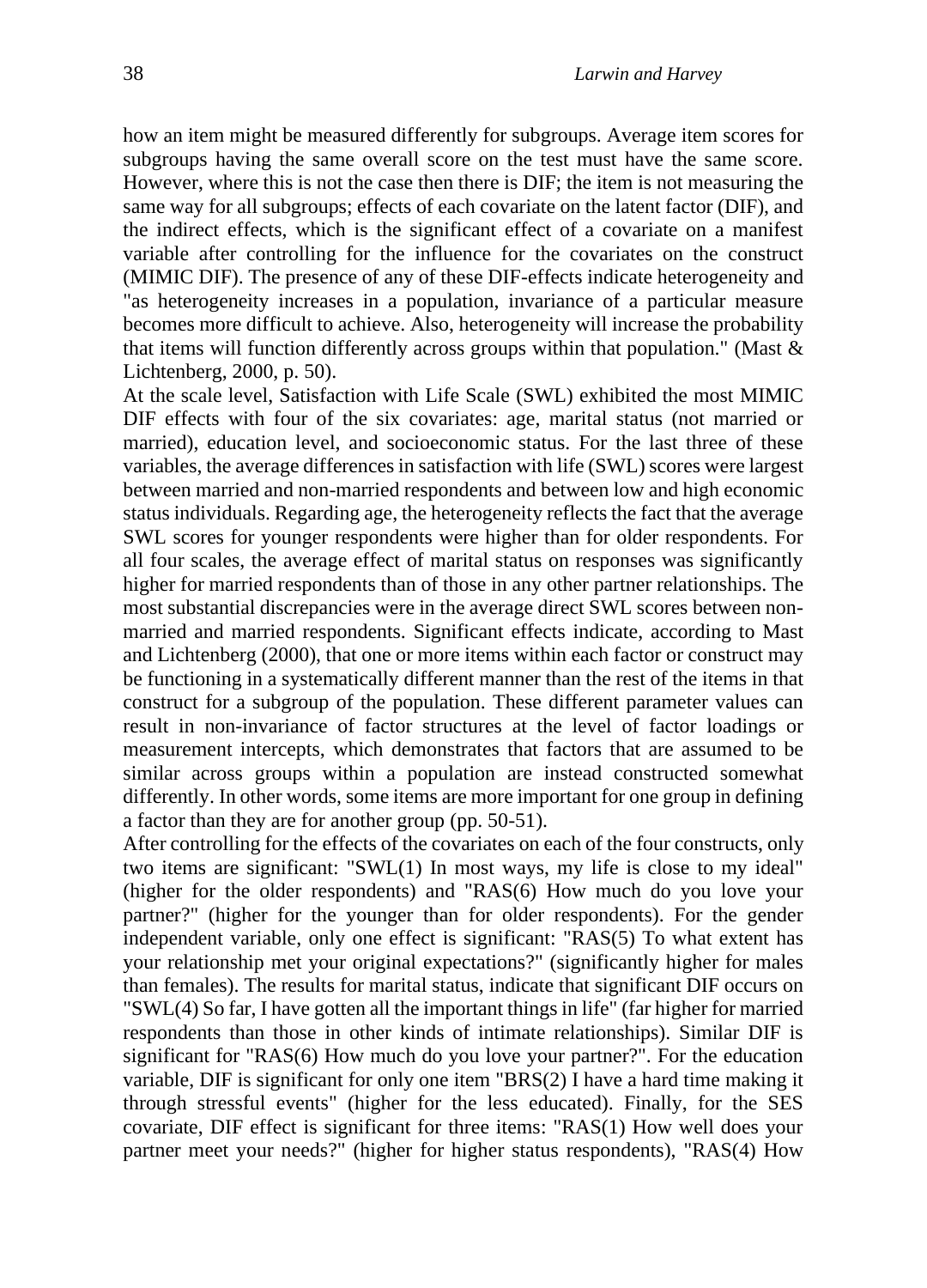how an item might be measured differently for subgroups. Average item scores for subgroups having the same overall score on the test must have the same score. However, where this is not the case then there is DIF; the item is not measuring the same way for all subgroups; effects of each covariate on the latent factor (DIF), and the indirect effects, which is the significant effect of a covariate on a manifest variable after controlling for the influence for the covariates on the construct (MIMIC DIF). The presence of any of these DIF-effects indicate heterogeneity and "as heterogeneity increases in a population, invariance of a particular measure becomes more difficult to achieve. Also, heterogeneity will increase the probability that items will function differently across groups within that population." (Mast & Lichtenberg, 2000, p. 50).

At the scale level, Satisfaction with Life Scale (SWL) exhibited the most MIMIC DIF effects with four of the six covariates: age, marital status (not married or married), education level, and socioeconomic status. For the last three of these variables, the average differences in satisfaction with life (SWL) scores were largest between married and non-married respondents and between low and high economic status individuals. Regarding age, the heterogeneity reflects the fact that the average SWL scores for younger respondents were higher than for older respondents. For all four scales, the average effect of marital status on responses was significantly higher for married respondents than of those in any other partner relationships. The most substantial discrepancies were in the average direct SWL scores between non-married and married respondents. Significant effects indicate, according to Mast and Lichtenberg (2000), that one or more items within each factor or construct may be functioning in a systematically different manner than the rest of the items in that construct for a subgroup of the population. These different parameter values can result in non-invariance of factor structures at the level of factor loadings or measurement intercepts, which demonstrates that factors that are assumed to be similar across groups within a population are instead constructed somewhat differently. In other words, some items are more important for one group in defining a factor than they are for another group (pp. 50-51).

After controlling for the effects of the covariates on each of the four constructs, only two items are significant: "SWL(1) In most ways, my life is close to my ideal" (higher for the older respondents) and "RAS(6) How much do you love your partner?" (higher for the younger than for older respondents). For the gender independent variable, only one effect is significant: "RAS(5) To what extent has your relationship met your original expectations?" (significantly higher for males than females). The results for marital status, indicate that significant DIF occurs on "SWL(4) So far, I have gotten all the important things in life" (far higher for married respondents than those in other kinds of intimate relationships). Similar DIF is significant for "RAS(6) How much do you love your partner?". For the education variable, DIF is significant for only one item "BRS(2) I have a hard time making it through stressful events" (higher for the less educated). Finally, for the SES covariate, DIF effect is significant for three items: "RAS(1) How well does your partner meet your needs?" (higher for higher status respondents), "RAS(4) How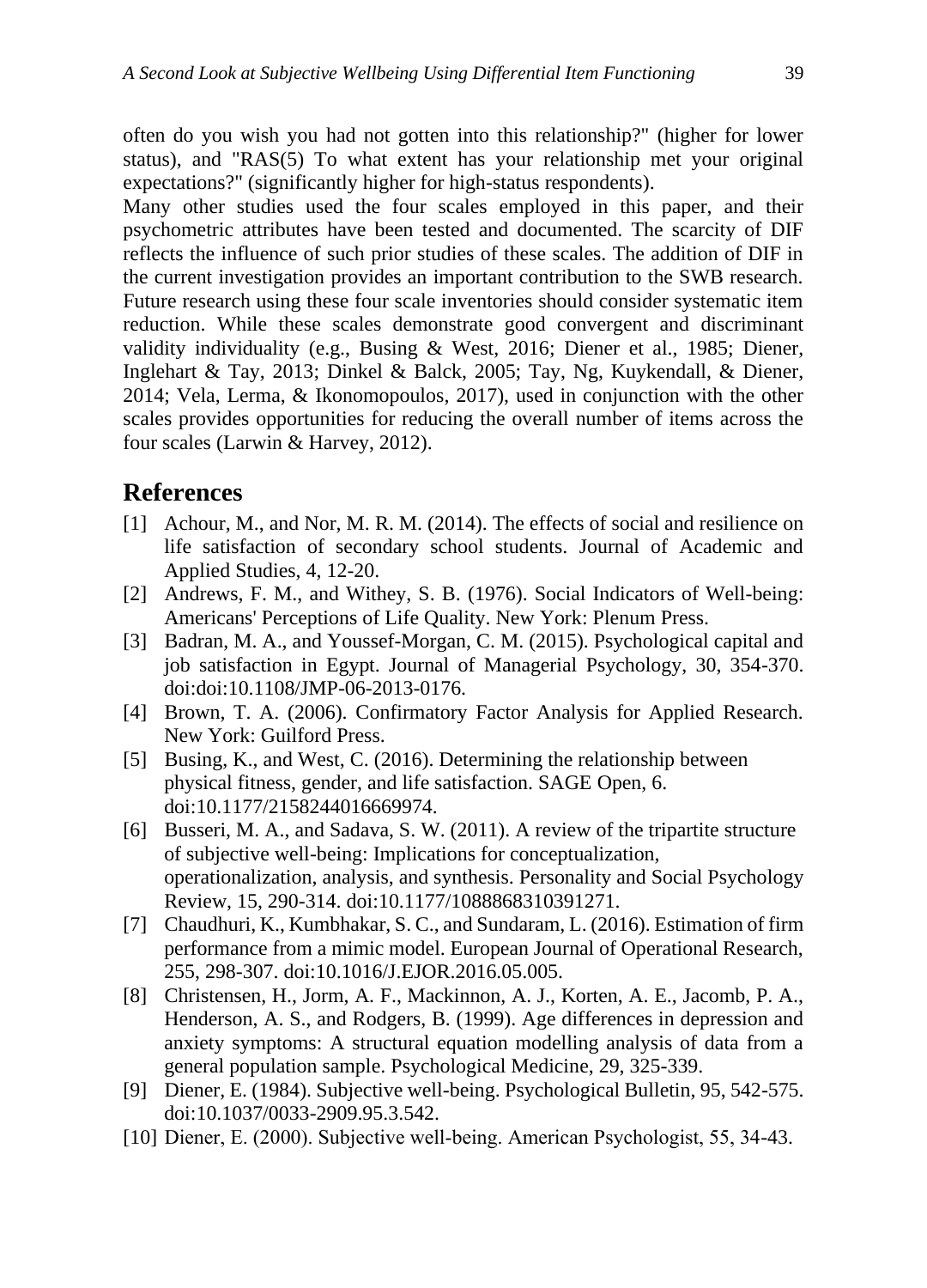often do you wish you had not gotten into this relationship?" (higher for lower status), and "RAS(5) To what extent has your relationship met your original expectations?" (significantly higher for high-status respondents).

Many other studies used the four scales employed in this paper, and their psychometric attributes have been tested and documented. The scarcity of DIF reflects the influence of such prior studies of these scales. The addition of DIF in the current investigation provides an important contribution to the SWB research. Future research using these four scale inventories should consider systematic item reduction. While these scales demonstrate good convergent and discriminant validity individuality (e.g., Busing & West, 2016; Diener et al., 1985; Diener, Inglehart & Tay, 2013; Dinkel & Balck, 2005; Tay, Ng, Kuykendall, & Diener, 2014; Vela, Lerma, & Ikonomopoulos, 2017), used in conjunction with the other scales provides opportunities for reducing the overall number of items across the four scales (Larwin & Harvey, 2012).

## References

[1] Achour, M., and Nor, M. R. M. (2014). The effects of social and resilience on life satisfaction of secondary school students. Journal of Academic and Applied Studies, 4, 12-20.

[2] Andrews, F. M., and Withey, S. B. (1976). Social Indicators of Well-being: Americans' Perceptions of Life Quality. New York: Plenum Press.

[3] Badran, M. A., and Youssef-Morgan, C. M. (2015). Psychological capital and job satisfaction in Egypt. Journal of Managerial Psychology, 30, 354-370. doi:doi:10.1108/JMP-06-2013-0176.

[4] Brown, T. A. (2006). Confirmatory Factor Analysis for Applied Research. New York: Guilford Press.

[5] Busing, K., and West, C. (2016). Determining the relationship between physical fitness, gender, and life satisfaction. SAGE Open, 6. doi:10.1177/2158244016669974.

[6] Busseri, M. A., and Sadava, S. W. (2011). A review of the tripartite structure of subjective well-being: Implications for conceptualization, operationalization, analysis, and synthesis. Personality and Social Psychology Review, 15, 290-314. doi:10.1177/1088868310391271.

[7] Chaudhuri, K., Kumbhakar, S. C., and Sundaram, L. (2016). Estimation of firm performance from a mimic model. European Journal of Operational Research, 255, 298-307. doi:10.1016/J.EJOR.2016.05.005.

[8] Christensen, H., Jorm, A. F., Mackinnon, A. J., Korten, A. E., Jacomb, P. A., Henderson, A. S., and Rodgers, B. (1999). Age differences in depression and anxiety symptoms: A structural equation modelling analysis of data from a general population sample. Psychological Medicine, 29, 325-339.

[9] Diener, E. (1984). Subjective well-being. Psychological Bulletin, 95, 542-575. doi:10.1037/0033-2909.95.3.542.

[10] Diener, E. (2000). Subjective well-being. American Psychologist, 55, 34-43.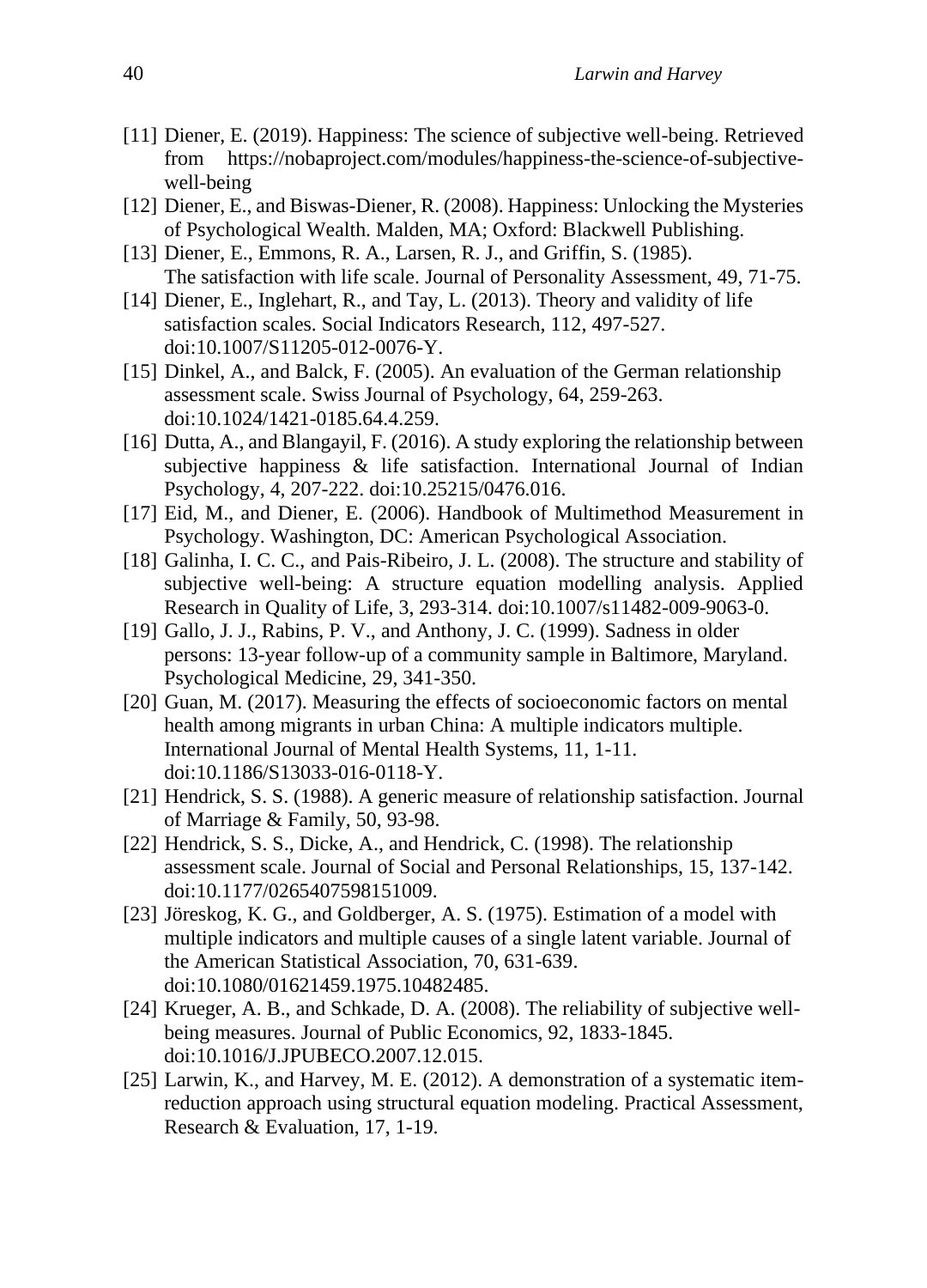[11] Diener, E. (2019). Happiness: The science of subjective well-being. Retrieved from https://nobaproject.com/modules/happiness-the-science-of-subjective-well-being

[12] Diener, E., and Biswas-Diener, R. (2008). Happiness: Unlocking the Mysteries of Psychological Wealth. Malden, MA; Oxford: Blackwell Publishing.

[13] Diener, E., Emmons, R. A., Larsen, R. J., and Griffin, S. (1985). The satisfaction with life scale. Journal of Personality Assessment, 49, 71-75.

[14] Diener, E., Inglehart, R., and Tay, L. (2013). Theory and validity of life satisfaction scales. Social Indicators Research, 112, 497-527. doi:10.1007/S11205-012-0076-Y.

[15] Dinkel, A., and Balck, F. (2005). An evaluation of the German relationship assessment scale. Swiss Journal of Psychology, 64, 259-263. doi:10.1024/1421-0185.64.4.259.

[16] Dutta, A., and Blangayil, F. (2016). A study exploring the relationship between subjective happiness & life satisfaction. International Journal of Indian Psychology, 4, 207-222. doi:10.25215/0476.016.

[17] Eid, M., and Diener, E. (2006). Handbook of Multimethod Measurement in Psychology. Washington, DC: American Psychological Association.

[18] Galinha, I. C. C., and Pais-Ribeiro, J. L. (2008). The structure and stability of subjective well-being: A structure equation modelling analysis. Applied Research in Quality of Life, 3, 293-314. doi:10.1007/s11482-009-9063-0.

[19] Gallo, J. J., Rabins, P. V., and Anthony, J. C. (1999). Sadness in older persons: 13-year follow-up of a community sample in Baltimore, Maryland. Psychological Medicine, 29, 341-350.

[20] Guan, M. (2017). Measuring the effects of socioeconomic factors on mental health among migrants in urban China: A multiple indicators multiple. International Journal of Mental Health Systems, 11, 1-11. doi:10.1186/S13033-016-0118-Y.

[21] Hendrick, S. S. (1988). A generic measure of relationship satisfaction. Journal of Marriage & Family, 50, 93-98.

[22] Hendrick, S. S., Dicke, A., and Hendrick, C. (1998). The relationship assessment scale. Journal of Social and Personal Relationships, 15, 137-142. doi:10.1177/0265407598151009.

[23] Jöreskog, K. G., and Goldberger, A. S. (1975). Estimation of a model with multiple indicators and multiple causes of a single latent variable. Journal of the American Statistical Association, 70, 631-639. doi:10.1080/01621459.1975.10482485.

[24] Krueger, A. B., and Schkade, D. A. (2008). The reliability of subjective well-being measures. Journal of Public Economics, 92, 1833-1845. doi:10.1016/J.JPUBECO.2007.12.015.

[25] Larwin, K., and Harvey, M. E. (2012). A demonstration of a systematic item-reduction approach using structural equation modeling. Practical Assessment, Research & Evaluation, 17, 1-19.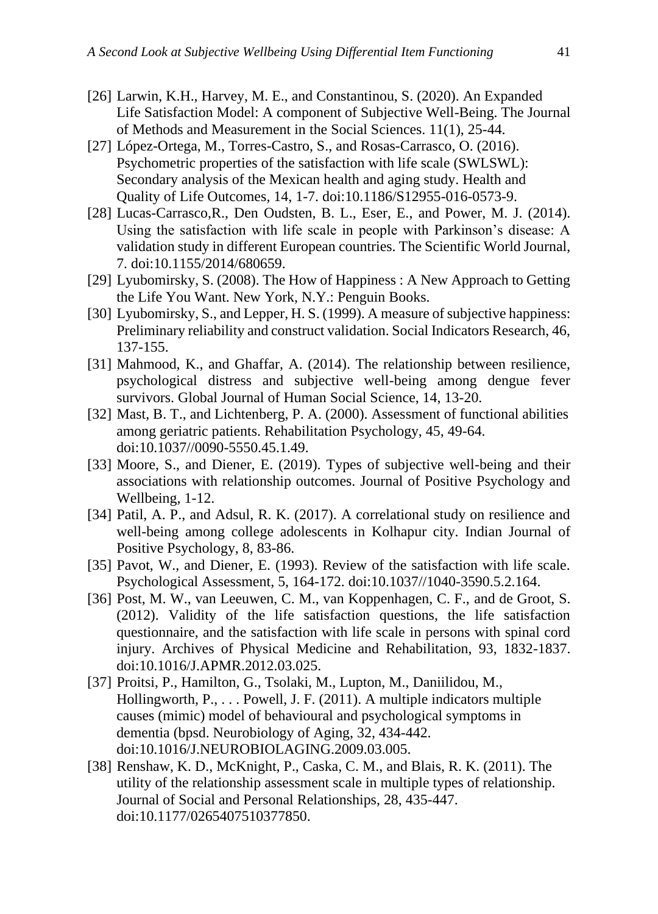[26] Larwin, K.H., Harvey, M. E., and Constantinou, S. (2020). An Expanded Life Satisfaction Model: A component of Subjective Well-Being. The Journal of Methods and Measurement in the Social Sciences. 11(1), 25-44.

[27] López-Ortega, M., Torres-Castro, S., and Rosas-Carrasco, O. (2016). Psychometric properties of the satisfaction with life scale (SWLSWL): Secondary analysis of the Mexican health and aging study. Health and Quality of Life Outcomes, 14, 1-7. doi:10.1186/S12955-016-0573-9.

[28] Lucas-Carrasco,R., Den Oudsten, B. L., Eser, E., and Power, M. J. (2014). Using the satisfaction with life scale in people with Parkinson's disease: A validation study in different European countries. The Scientific World Journal, 7. doi:10.1155/2014/680659.

[29] Lyubomirsky, S. (2008). The How of Happiness : A New Approach to Getting the Life You Want. New York, N.Y.: Penguin Books.

[30] Lyubomirsky, S., and Lepper, H. S. (1999). A measure of subjective happiness: Preliminary reliability and construct validation. Social Indicators Research, 46, 137-155.

[31] Mahmood, K., and Ghaffar, A. (2014). The relationship between resilience, psychological distress and subjective well-being among dengue fever survivors. Global Journal of Human Social Science, 14, 13-20.

[32] Mast, B. T., and Lichtenberg, P. A. (2000). Assessment of functional abilities among geriatric patients. Rehabilitation Psychology, 45, 49-64. doi:10.1037//0090-5550.45.1.49.

[33] Moore, S., and Diener, E. (2019). Types of subjective well-being and their associations with relationship outcomes. Journal of Positive Psychology and Wellbeing, 1-12.

[34] Patil, A. P., and Adsul, R. K. (2017). A correlational study on resilience and well-being among college adolescents in Kolhapur city. Indian Journal of Positive Psychology, 8, 83-86.

[35] Pavot, W., and Diener, E. (1993). Review of the satisfaction with life scale. Psychological Assessment, 5, 164-172. doi:10.1037//1040-3590.5.2.164.

[36] Post, M. W., van Leeuwen, C. M., van Koppenhagen, C. F., and de Groot, S. (2012). Validity of the life satisfaction questions, the life satisfaction questionnaire, and the satisfaction with life scale in persons with spinal cord injury. Archives of Physical Medicine and Rehabilitation, 93, 1832-1837. doi:10.1016/J.APMR.2012.03.025.

[37] Proitsi, P., Hamilton, G., Tsolaki, M., Lupton, M., Daniilidou, M., Hollingworth, P., . . . Powell, J. F. (2011). A multiple indicators multiple causes (mimic) model of behavioural and psychological symptoms in dementia (bpsd. Neurobiology of Aging, 32, 434-442. doi:10.1016/J.NEUROBIOLAGING.2009.03.005.

[38] Renshaw, K. D., McKnight, P., Caska, C. M., and Blais, R. K. (2011). The utility of the relationship assessment scale in multiple types of relationship. Journal of Social and Personal Relationships, 28, 435-447. doi:10.1177/0265407510377850.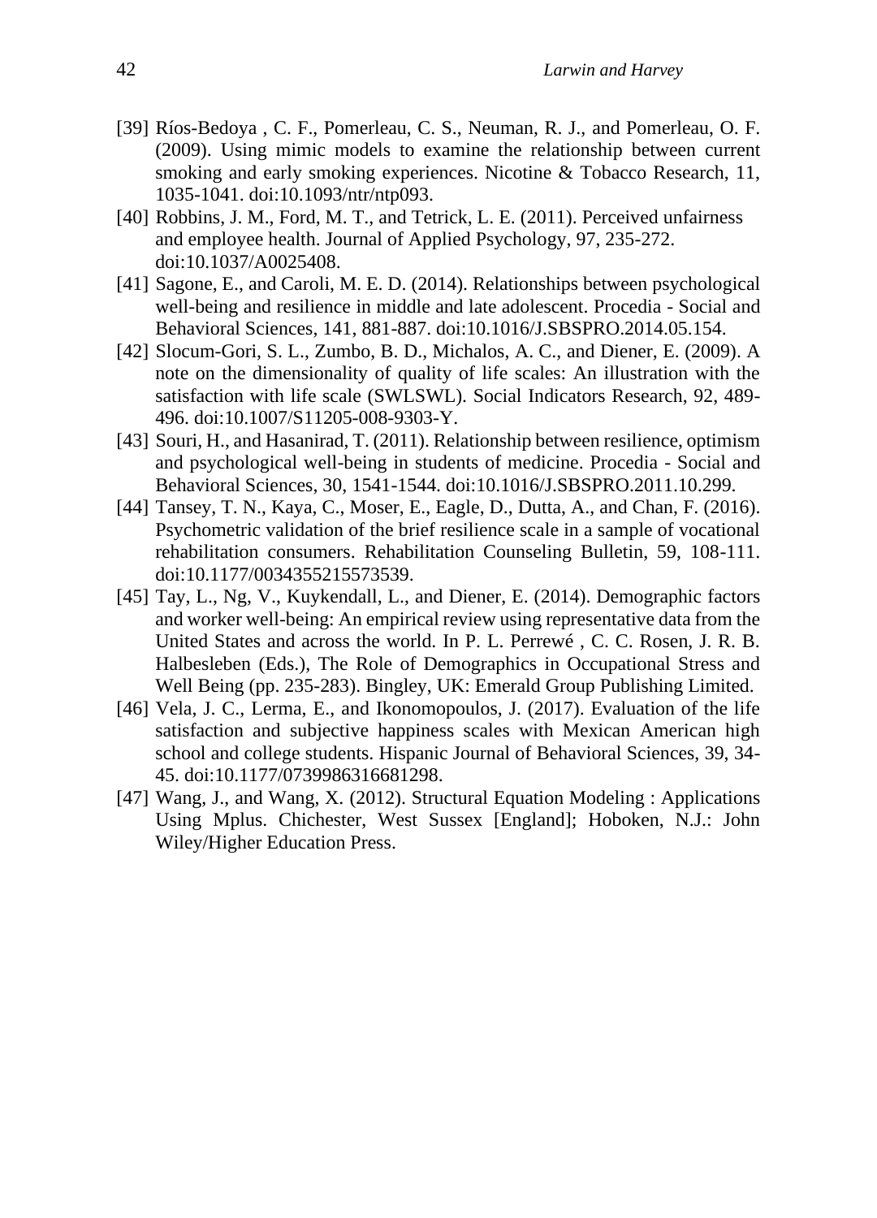[39] Ríos-Bedoya , C. F., Pomerleau, C. S., Neuman, R. J., and Pomerleau, O. F. (2009). Using mimic models to examine the relationship between current smoking and early smoking experiences. Nicotine & Tobacco Research, 11, 1035-1041. doi:10.1093/ntr/ntp093.

[40] Robbins, J. M., Ford, M. T., and Tetrick, L. E. (2011). Perceived unfairness and employee health. Journal of Applied Psychology, 97, 235-272. doi:10.1037/A0025408.

[41] Sagone, E., and Caroli, M. E. D. (2014). Relationships between psychological well-being and resilience in middle and late adolescent. Procedia - Social and Behavioral Sciences, 141, 881-887. doi:10.1016/J.SBSPRO.2014.05.154.

[42] Slocum-Gori, S. L., Zumbo, B. D., Michalos, A. C., and Diener, E. (2009). A note on the dimensionality of quality of life scales: An illustration with the satisfaction with life scale (SWLSWL). Social Indicators Research, 92, 489-496. doi:10.1007/S11205-008-9303-Y.

[43] Souri, H., and Hasanirad, T. (2011). Relationship between resilience, optimism and psychological well-being in students of medicine. Procedia - Social and Behavioral Sciences, 30, 1541-1544. doi:10.1016/J.SBSPRO.2011.10.299.

[44] Tansey, T. N., Kaya, C., Moser, E., Eagle, D., Dutta, A., and Chan, F. (2016). Psychometric validation of the brief resilience scale in a sample of vocational rehabilitation consumers. Rehabilitation Counseling Bulletin, 59, 108-111. doi:10.1177/0034355215573539.

[45] Tay, L., Ng, V., Kuykendall, L., and Diener, E. (2014). Demographic factors and worker well-being: An empirical review using representative data from the United States and across the world. In P. L. Perrewé , C. C. Rosen, J. R. B. Halbesleben (Eds.), The Role of Demographics in Occupational Stress and Well Being (pp. 235-283). Bingley, UK: Emerald Group Publishing Limited.

[46] Vela, J. C., Lerma, E., and Ikonomopoulos, J. (2017). Evaluation of the life satisfaction and subjective happiness scales with Mexican American high school and college students. Hispanic Journal of Behavioral Sciences, 39, 34-45. doi:10.1177/0739986316681298.

[47] Wang, J., and Wang, X. (2012). Structural Equation Modeling : Applications Using Mplus. Chichester, West Sussex [England]; Hoboken, N.J.: John Wiley/Higher Education Press.